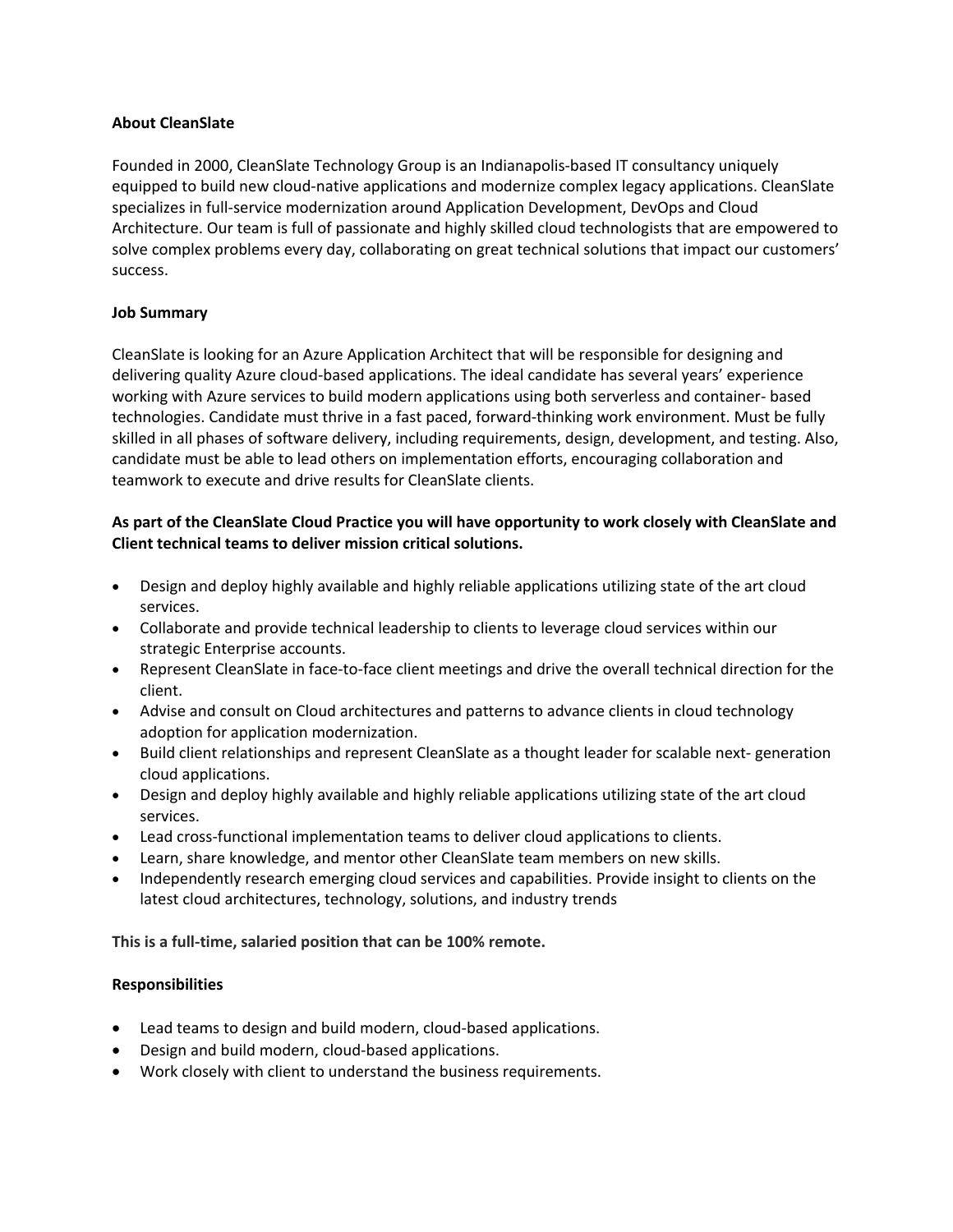**About CleanSlate**

Founded in 2000, CleanSlate Technology Group is an Indianapolis-based IT consultancy uniquely equipped to build new cloud-native applications and modernize complex legacy applications. CleanSlate specializes in full-service modernization around Application Development, DevOps and Cloud Architecture. Our team is full of passionate and highly skilled cloud technologists that are empowered to solve complex problems every day, collaborating on great technical solutions that impact our customers' success.

**Job Summary**

CleanSlate is looking for an Azure Application Architect that will be responsible for designing and delivering quality Azure cloud-based applications. The ideal candidate has several years' experience working with Azure services to build modern applications using both serverless and container- based technologies. Candidate must thrive in a fast paced, forward-thinking work environment. Must be fully skilled in all phases of software delivery, including requirements, design, development, and testing. Also, candidate must be able to lead others on implementation efforts, encouraging collaboration and teamwork to execute and drive results for CleanSlate clients.

**As part of the CleanSlate Cloud Practice you will have opportunity to work closely with CleanSlate and Client technical teams to deliver mission critical solutions.**

- Design and deploy highly available and highly reliable applications utilizing state of the art cloud services.
- Collaborate and provide technical leadership to clients to leverage cloud services within our strategic Enterprise accounts.
- Represent CleanSlate in face-to-face client meetings and drive the overall technical direction for the client.
- Advise and consult on Cloud architectures and patterns to advance clients in cloud technology adoption for application modernization.
- Build client relationships and represent CleanSlate as a thought leader for scalable next- generation cloud applications.
- Design and deploy highly available and highly reliable applications utilizing state of the art cloud services.
- Lead cross-functional implementation teams to deliver cloud applications to clients.
- Learn, share knowledge, and mentor other CleanSlate team members on new skills.
- Independently research emerging cloud services and capabilities. Provide insight to clients on the latest cloud architectures, technology, solutions, and industry trends

**This is a full-time, salaried position that can be 100% remote.**

**Responsibilities**

- Lead teams to design and build modern, cloud-based applications.
- Design and build modern, cloud-based applications.
- Work closely with client to understand the business requirements.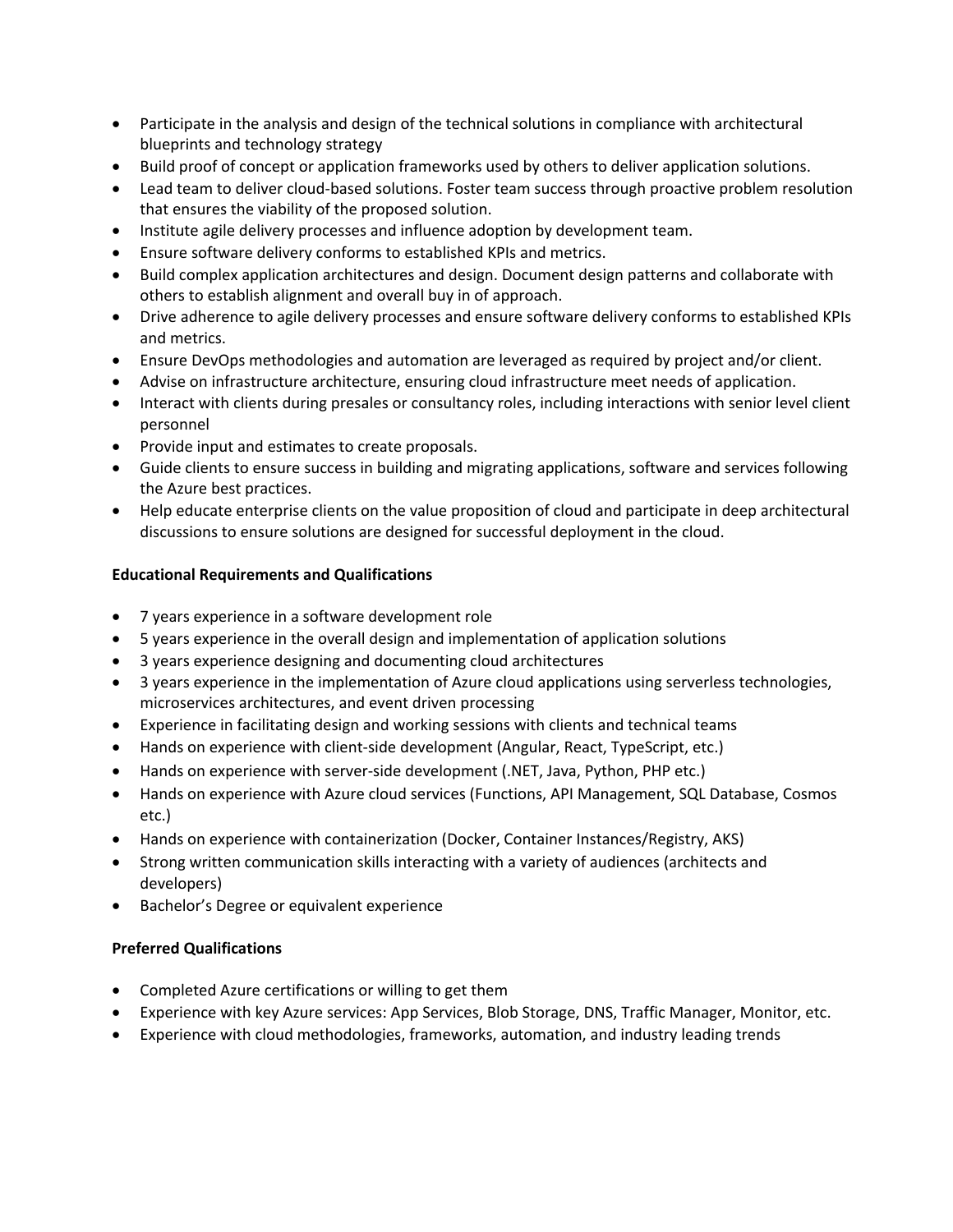- Participate in the analysis and design of the technical solutions in compliance with architectural blueprints and technology strategy
- Build proof of concept or application frameworks used by others to deliver application solutions.
- Lead team to deliver cloud-based solutions. Foster team success through proactive problem resolution that ensures the viability of the proposed solution.
- Institute agile delivery processes and influence adoption by development team.
- Ensure software delivery conforms to established KPIs and metrics.
- Build complex application architectures and design. Document design patterns and collaborate with others to establish alignment and overall buy in of approach.
- Drive adherence to agile delivery processes and ensure software delivery conforms to established KPIs and metrics.
- Ensure DevOps methodologies and automation are leveraged as required by project and/or client.
- Advise on infrastructure architecture, ensuring cloud infrastructure meet needs of application.
- Interact with clients during presales or consultancy roles, including interactions with senior level client personnel
- Provide input and estimates to create proposals.
- Guide clients to ensure success in building and migrating applications, software and services following the Azure best practices.
- Help educate enterprise clients on the value proposition of cloud and participate in deep architectural discussions to ensure solutions are designed for successful deployment in the cloud.

**Educational Requirements and Qualifications**

- 7 years experience in a software development role
- 5 years experience in the overall design and implementation of application solutions
- 3 years experience designing and documenting cloud architectures
- 3 years experience in the implementation of Azure cloud applications using serverless technologies, microservices architectures, and event driven processing
- Experience in facilitating design and working sessions with clients and technical teams
- Hands on experience with client-side development (Angular, React, TypeScript, etc.)
- Hands on experience with server-side development (.NET, Java, Python, PHP etc.)
- Hands on experience with Azure cloud services (Functions, API Management, SQL Database, Cosmos etc.)
- Hands on experience with containerization (Docker, Container Instances/Registry, AKS)
- Strong written communication skills interacting with a variety of audiences (architects and developers)
- Bachelor's Degree or equivalent experience

**Preferred Qualifications**

- Completed Azure certifications or willing to get them
- Experience with key Azure services: App Services, Blob Storage, DNS, Traffic Manager, Monitor, etc.
- Experience with cloud methodologies, frameworks, automation, and industry leading trends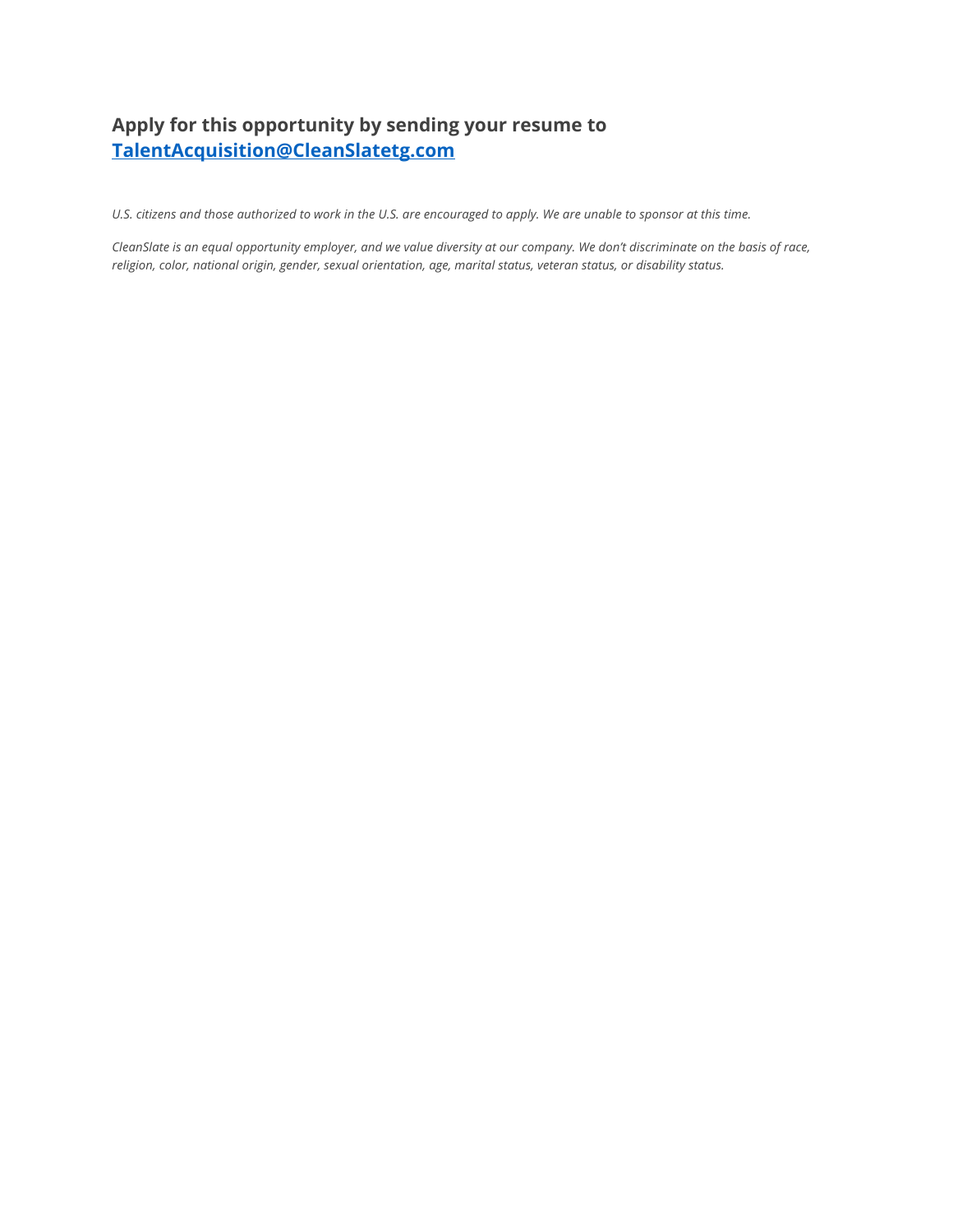## Apply for this opportunity by sending your resume to [TalentAcquisition@CleanSlatetg.com](mailto:TalentAcquisition@CleanSlatetg.com)

*U.S. citizens and those authorized to work in the U.S. are encouraged to apply. We are unable to sponsor at this time.*

*CleanSlate is an equal opportunity employer, and we value diversity at our company. We don't discriminate on the basis of race, religion, color, national origin, gender, sexual orientation, age, marital status, veteran status, or disability status.*